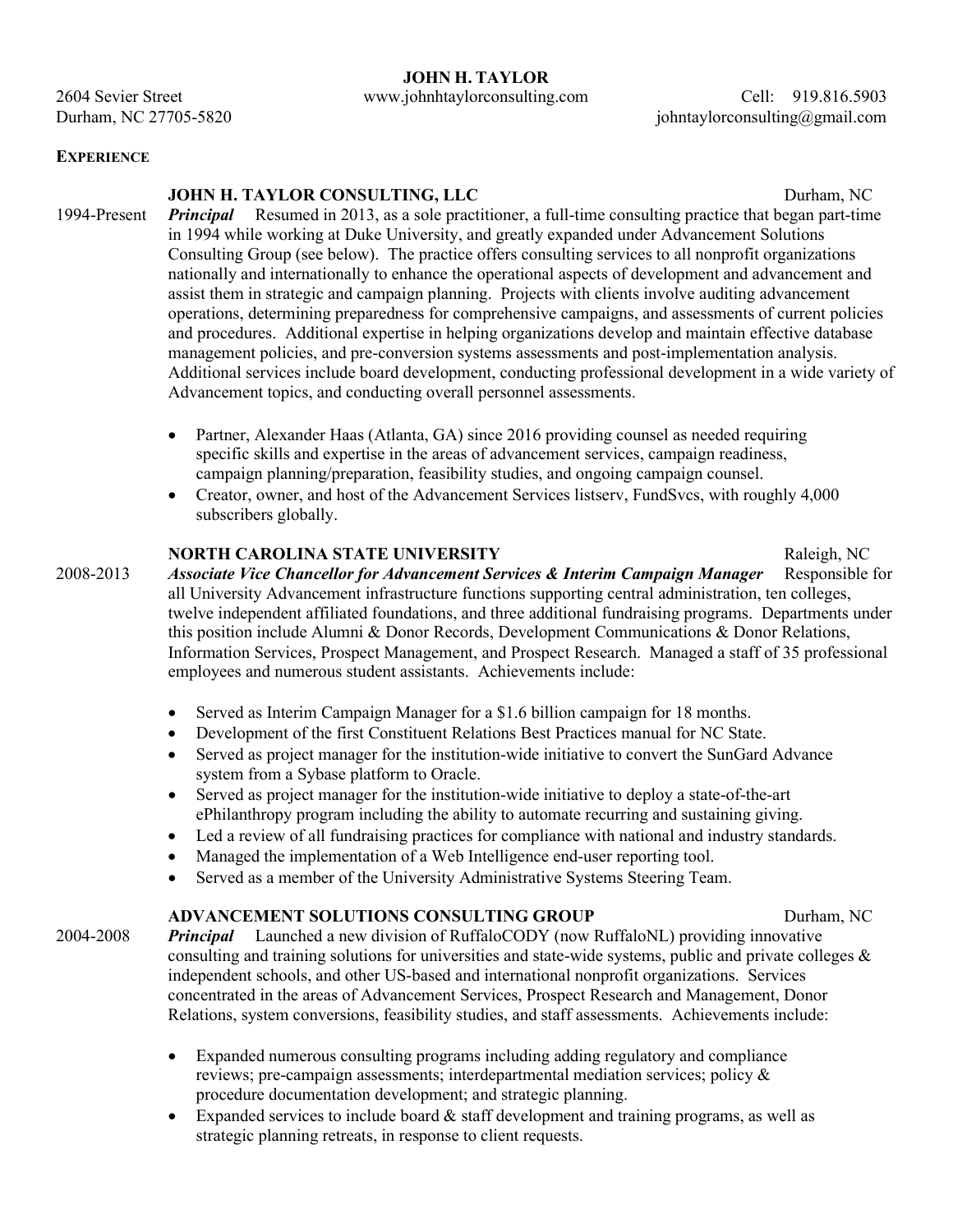# JOHN H. TAYLOR

2604 Sevier Street
Durham, NC 27705-5820

www.johnhtaylorconsulting.com

Cell: 919.816.5903
johntaylorconsulting@gmail.com

## EXPERIENCE

### JOHN H. TAYLOR CONSULTING, LLC — Durham, NC

1994-Present

***Principal*** Resumed in 2013, as a sole practitioner, a full-time consulting practice that began part-time in 1994 while working at Duke University, and greatly expanded under Advancement Solutions Consulting Group (see below). The practice offers consulting services to all nonprofit organizations nationally and internationally to enhance the operational aspects of development and advancement and assist them in strategic and campaign planning. Projects with clients involve auditing advancement operations, determining preparedness for comprehensive campaigns, and assessments of current policies and procedures. Additional expertise in helping organizations develop and maintain effective database management policies, and pre-conversion systems assessments and post-implementation analysis. Additional services include board development, conducting professional development in a wide variety of Advancement topics, and conducting overall personnel assessments.

- Partner, Alexander Haas (Atlanta, GA) since 2016 providing counsel as needed requiring specific skills and expertise in the areas of advancement services, campaign readiness, campaign planning/preparation, feasibility studies, and ongoing campaign counsel.
- Creator, owner, and host of the Advancement Services listserv, FundSvcs, with roughly 4,000 subscribers globally.

### NORTH CAROLINA STATE UNIVERSITY — Raleigh, NC

2008-2013

***Associate Vice Chancellor for Advancement Services & Interim Campaign Manager*** Responsible for all University Advancement infrastructure functions supporting central administration, ten colleges, twelve independent affiliated foundations, and three additional fundraising programs. Departments under this position include Alumni & Donor Records, Development Communications & Donor Relations, Information Services, Prospect Management, and Prospect Research. Managed a staff of 35 professional employees and numerous student assistants. Achievements include:

- Served as Interim Campaign Manager for a $1.6 billion campaign for 18 months.
- Development of the first Constituent Relations Best Practices manual for NC State.
- Served as project manager for the institution-wide initiative to convert the SunGard Advance system from a Sybase platform to Oracle.
- Served as project manager for the institution-wide initiative to deploy a state-of-the-art ePhilanthropy program including the ability to automate recurring and sustaining giving.
- Led a review of all fundraising practices for compliance with national and industry standards.
- Managed the implementation of a Web Intelligence end-user reporting tool.
- Served as a member of the University Administrative Systems Steering Team.

### ADVANCEMENT SOLUTIONS CONSULTING GROUP — Durham, NC

2004-2008

***Principal*** Launched a new division of RuffaloCODY (now RuffaloNL) providing innovative consulting and training solutions for universities and state-wide systems, public and private colleges & independent schools, and other US-based and international nonprofit organizations. Services concentrated in the areas of Advancement Services, Prospect Research and Management, Donor Relations, system conversions, feasibility studies, and staff assessments. Achievements include:

- Expanded numerous consulting programs including adding regulatory and compliance reviews; pre-campaign assessments; interdepartmental mediation services; policy & procedure documentation development; and strategic planning.
- Expanded services to include board & staff development and training programs, as well as strategic planning retreats, in response to client requests.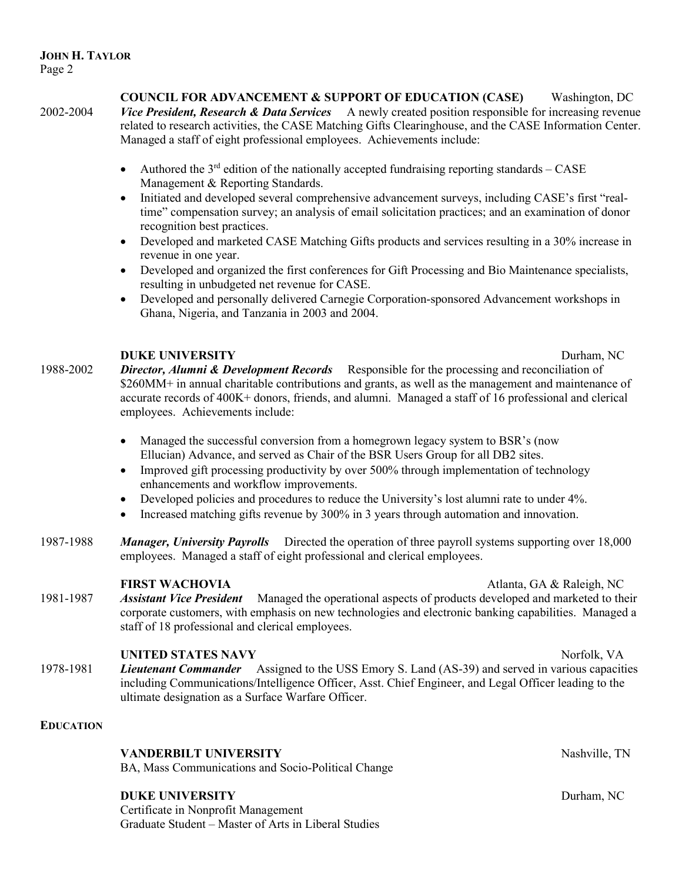**COUNCIL FOR ADVANCEMENT & SUPPORT OF EDUCATION (CASE)** Washington, DC

2002-2004 ***Vice President, Research & Data Services*** A newly created position responsible for increasing revenue related to research activities, the CASE Matching Gifts Clearinghouse, and the CASE Information Center. Managed a staff of eight professional employees. Achievements include:

- Authored the 3rd edition of the nationally accepted fundraising reporting standards – CASE Management & Reporting Standards.
- Initiated and developed several comprehensive advancement surveys, including CASE's first "real-time" compensation survey; an analysis of email solicitation practices; and an examination of donor recognition best practices.
- Developed and marketed CASE Matching Gifts products and services resulting in a 30% increase in revenue in one year.
- Developed and organized the first conferences for Gift Processing and Bio Maintenance specialists, resulting in unbudgeted net revenue for CASE.
- Developed and personally delivered Carnegie Corporation-sponsored Advancement workshops in Ghana, Nigeria, and Tanzania in 2003 and 2004.

**DUKE UNIVERSITY** Durham, NC

1988-2002 ***Director, Alumni & Development Records*** Responsible for the processing and reconciliation of $260MM+ in annual charitable contributions and grants, as well as the management and maintenance of accurate records of 400K+ donors, friends, and alumni. Managed a staff of 16 professional and clerical employees. Achievements include:

- Managed the successful conversion from a homegrown legacy system to BSR's (now Ellucian) Advance, and served as Chair of the BSR Users Group for all DB2 sites.
- Improved gift processing productivity by over 500% through implementation of technology enhancements and workflow improvements.
- Developed policies and procedures to reduce the University's lost alumni rate to under 4%.
- Increased matching gifts revenue by 300% in 3 years through automation and innovation.

1987-1988 ***Manager, University Payrolls*** Directed the operation of three payroll systems supporting over 18,000 employees. Managed a staff of eight professional and clerical employees.

**FIRST WACHOVIA** Atlanta, GA & Raleigh, NC

1981-1987 ***Assistant Vice President*** Managed the operational aspects of products developed and marketed to their corporate customers, with emphasis on new technologies and electronic banking capabilities. Managed a staff of 18 professional and clerical employees.

**UNITED STATES NAVY** Norfolk, VA

1978-1981 ***Lieutenant Commander*** Assigned to the USS Emory S. Land (AS-39) and served in various capacities including Communications/Intelligence Officer, Asst. Chief Engineer, and Legal Officer leading to the ultimate designation as a Surface Warfare Officer.

## EDUCATION

**VANDERBILT UNIVERSITY** Nashville, TN
BA, Mass Communications and Socio-Political Change

**DUKE UNIVERSITY** Durham, NC
Certificate in Nonprofit Management
Graduate Student – Master of Arts in Liberal Studies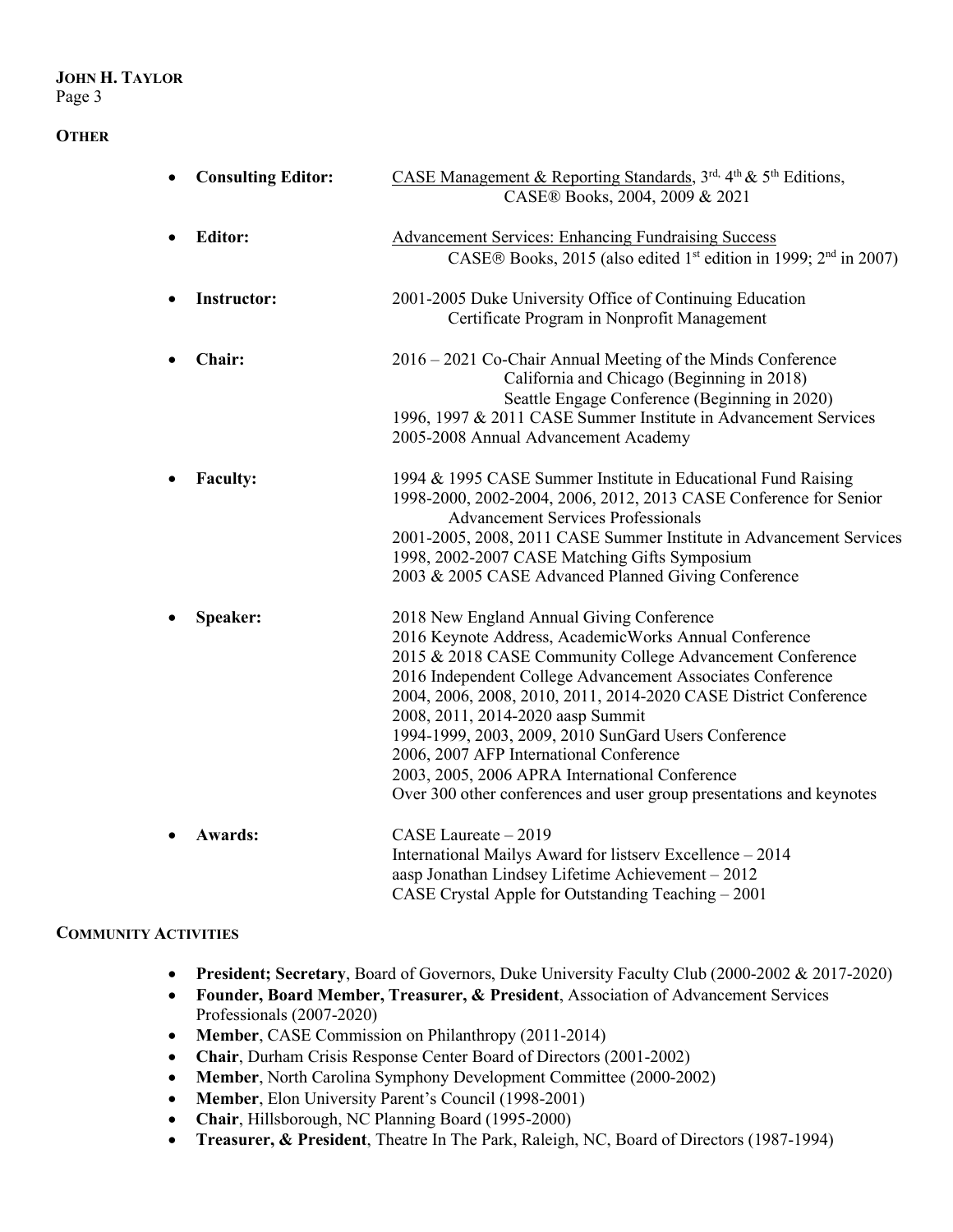## Other

- **Consulting Editor:** CASE Management & Reporting Standards, 3rd, 4th & 5th Editions, CASE® Books, 2004, 2009 & 2021

- **Editor:** Advancement Services: Enhancing Fundraising Success
  CASE® Books, 2015 (also edited 1st edition in 1999; 2nd in 2007)

- **Instructor:** 2001-2005 Duke University Office of Continuing Education
  Certificate Program in Nonprofit Management

- **Chair:** 2016 – 2021 Co-Chair Annual Meeting of the Minds Conference
  California and Chicago (Beginning in 2018)
  Seattle Engage Conference (Beginning in 2020)
  1996, 1997 & 2011 CASE Summer Institute in Advancement Services
  2005-2008 Annual Advancement Academy

- **Faculty:** 1994 & 1995 CASE Summer Institute in Educational Fund Raising
  1998-2000, 2002-2004, 2006, 2012, 2013 CASE Conference for Senior Advancement Services Professionals
  2001-2005, 2008, 2011 CASE Summer Institute in Advancement Services
  1998, 2002-2007 CASE Matching Gifts Symposium
  2003 & 2005 CASE Advanced Planned Giving Conference

- **Speaker:** 2018 New England Annual Giving Conference
  2016 Keynote Address, AcademicWorks Annual Conference
  2015 & 2018 CASE Community College Advancement Conference
  2016 Independent College Advancement Associates Conference
  2004, 2006, 2008, 2010, 2011, 2014-2020 CASE District Conference
  2008, 2011, 2014-2020 aasp Summit
  1994-1999, 2003, 2009, 2010 SunGard Users Conference
  2006, 2007 AFP International Conference
  2003, 2005, 2006 APRA International Conference
  Over 300 other conferences and user group presentations and keynotes

- **Awards:** CASE Laureate – 2019
  International Mailys Award for listserv Excellence – 2014
  aasp Jonathan Lindsey Lifetime Achievement – 2012
  CASE Crystal Apple for Outstanding Teaching – 2001

## Community Activities

- **President; Secretary**, Board of Governors, Duke University Faculty Club (2000-2002 & 2017-2020)
- **Founder, Board Member, Treasurer, & President**, Association of Advancement Services Professionals (2007-2020)
- **Member**, CASE Commission on Philanthropy (2011-2014)
- **Chair**, Durham Crisis Response Center Board of Directors (2001-2002)
- **Member**, North Carolina Symphony Development Committee (2000-2002)
- **Member**, Elon University Parent's Council (1998-2001)
- **Chair**, Hillsborough, NC Planning Board (1995-2000)
- **Treasurer, & President**, Theatre In The Park, Raleigh, NC, Board of Directors (1987-1994)